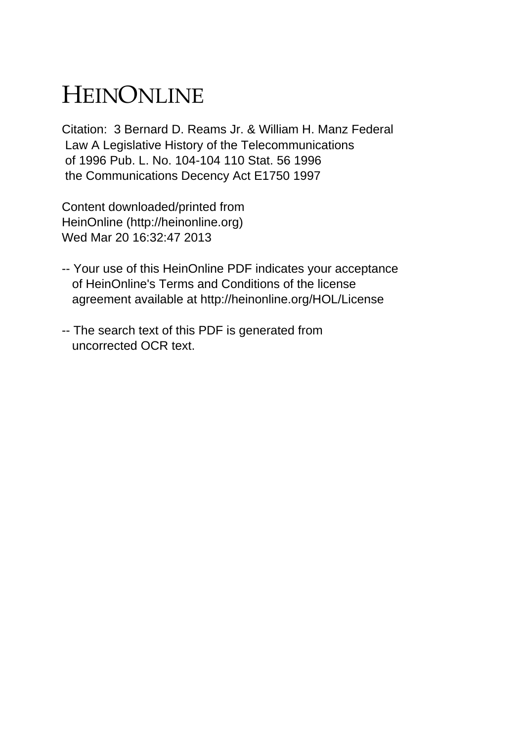# HEINONLINE

Citation: 3 Bernard D. Reams Jr. & William H. Manz Federal Law A Legislative History of the Telecommunications of 1996 Pub. L. No. 104-104 110 Stat. 56 1996 the Communications Decency Act E1750 1997

Content downloaded/printed from HeinOnline (http://heinonline.org)
Wed Mar 20 16:32:47 2013

-- Your use of this HeinOnline PDF indicates your acceptance of HeinOnline's Terms and Conditions of the license agreement available at http://heinonline.org/HOL/License

-- The search text of this PDF is generated from uncorrected OCR text.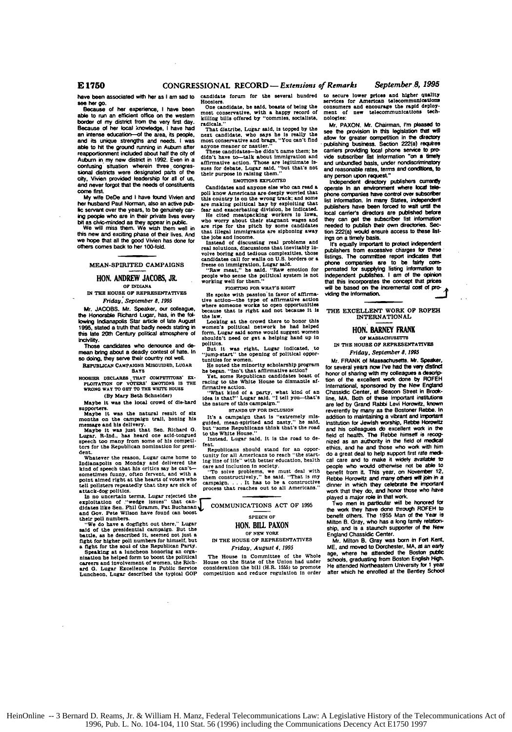have been associated with her as I am sad to see her go.

Because of her experience, I have been able to run an efficient office on the western border of my district from the very first day. Because of her local knowledge, I have had an intense education—of the area, its people, and its unique strengths and needs. I was able to hit the ground running in Auburn after reapportionment included about half the city of Auburn in my new district in 1992. Even in a confusing situation wherein three congressional districts were designated parts of the city, Vivien provided leadership for all of us, and never forgot that the needs of constituents come first.

My wife DeDe and I have found Vivien and her husband Paul Norman, also an active public servant over the years, to be genuinely caring people who are in their private lives every bit as civic-minded as they appear in public.

We will miss them. We wish them well in this new and exciting phase of their lives. And we hope that all the good Vivien has done for others comes back to her 100-fold.

## MEAN-SPIRITED CAMPAIGNS

### HON. ANDREW JACOBS, JR.

OF INDIANA

IN THE HOUSE OF REPRESENTATIVES

*Friday, September 8, 1995*

Mr. JACOBS. Mr. Speaker, our colleague, the Honorable Richard Lugar, has, in the following Indianapolis Star article of late August 1995, stated a truth that badly needs stating in this late 20th Century political atmosphere of incivility.

Those candidates who denounce and demean bring about a deadly contest of hate. In so doing, they serve their country not well.

REPUBLICAN CAMPAIGNS MISGUIDED, LUGAR SAYS

HOOSIER DECLARES THAT COMPETITORS' EXPLOITATION OF VOTERS' EMOTIONS IS THE WRONG WAY TO GET TO THE WHITE HOUSE

(By Mary Beth Schneider)

Maybe it was the local crowd of die-hard supporters.

Maybe it was the natural result of six months on the campaign trail, honing his message and his delivery.

Maybe it was just that Sen. Richard G. Lugar, R-Ind., has heard one acid-tongued speech too many from some of his competitors for the Republican nomination for president.

Whatever the reason, Lugar came home to Indianapolis on Monday and delivered the kind of speech that his critics say he can't—sometimes funny, often fervent, and with a point aimed right at the hearts of voters who tell pollsters repeatedly that they are sick of attack-dog politics.

In no uncertain terms, Lugar rejected the exploitation of "wedge issues" that candidates like Sen. Phil Gramm, Pat Buchanan and Gov. Pete Wilson have found can boost their poll numbers.

"We do have a dogfight out there," Lugar said of the presidential campaign. But the battle, as he described it, seemed not just a fight for higher poll numbers for himself, but a fight for the soul of the Republican Party.

Speaking at a luncheon honoring an organization he helped form to boost the political careers and involvement of women, the Richard G. Lugar Excellence in Public Service Luncheon, Lugar described the typical GOP candidate forum for the several hundred Hoosiers.

One candidate, he said, boasts of being the most conservative, with a happy record of killing bills offered by "commies, socialists, radicals."

That diatribe, Lugar said, is topped by the next candidate, who says he is really the most conservative and brags, "You can't find anyone meaner or nastier."

These candidates—he didn't name them; he didn't have to—talk about immigration and affirmative action. Those are legitimate issues for debate, Lugar said, "but that's not their purpose in raising them."

EMOTIONS EXPLOITED

Candidates and anyone else who can read a poll know Americans are deeply worried that this country is on the wrong track; and some are making political hay by exploiting that fear and exacerbating division, he indicated.

He cited meatpacking workers in Iowa, who worry about their stagnant wages and are ripe for the pitch by some candidates that illegal immigrants are siphoning away the jobs and income.

Instead of discussing real problems and real solutions, discussions that inevitably involve boring and tedious complexities, those candidates call for walls on U.S. borders or a freeze on immigration, Lugar said.

"Raw meat," he said. "Raw emotion for people who sense the political system is not working well for them."

FIGHTING FOR WHAT'S RIGHT

He spoke with passion in favor of affirmative action—the type of affirmative action where someone works to open opportunities because that is right and not because it is the law.

Looking at the crowd there to honor this women's political network he had helped form, Lugar said some would suggest women shouldn't need or get a helping hand up in politics.

But it was right, Lugar indicated, to "jump-start" the opening of political opportunities for women.

He noted the minority scholarship program he began. "Isn't that affirmative action?

Yet, some Republican candidates boast of racing to the White House to dismantle affirmative action.

"What kind of a party, what kind of an idea is that?" Lugar said. "I tell you—that's the nature of this campaign."

STANDS UP FOR INCLUSION

It's a campaign that is "extremely misguided, mean-spirited and nasty," he said, but "some Republicans think that's the road to the White House."

Instead, Lugar said, it is the road to defeat.

Republicans should stand for an opportunity for all Americans to reach "the starting line of life" with better education, health care and inclusion in society.

"To solve problems, we must deal with them constructively," he said. "That is my campaign. . . . It has to be a constructive process that reaches out to all Americans."

## COMMUNICATIONS ACT OF 1995

SPEECH OF

### HON. BILL PAXON

OF NEW YORK

IN THE HOUSE OF REPRESENTATIVES

*Friday, August 4, 1995*

The House in Committee of the Whole House on the State of the Union had under consideration the bill (H.R. 1555) to promote competition and reduce regulation in order to secure lower prices and higher quality services for American telecommunications consumers and encourage the rapid deployment of new telecommunications technologies:

Mr. PAXON. Mr. Chairman, I'm pleased to see the provision in this legislation that will allow for greater competition in the directory publishing business. Section 222(a) requires carriers providing local phone service to provide subscriber list information "on a timely and unbundled basis, under nondiscriminatory and reasonable rates, terms and conditions, to any person upon request."

Independent directory publishers currently operate in an environment where local telephone companies have control over subscriber list information. In many States, independent publishers have been forced to wait until the local carrier's directors are published before they can get the subscriber list information needed to publish their own directories. Section 222(a) would ensure access to these listings on a timely basis.

It's equally important to protect independent publishers from excessive charges for these listings. The committee report indicates that phone companies are to be fairly compensated for supplying listing information to independent publishes. I am of the opinion that this incorporates the concept that prices will be based on the incremental cost of providing the information.

## THE EXCELLENT WORK OF ROFEH INTERNATIONAL

### HON. BARNEY FRANK

OF MASSACHUSETTS

IN THE HOUSE OF REPRESENTATIVES

*Friday, September 8, 1995*

Mr. FRANK of Massachusetts. Mr. Speaker, for several years now I've had the very distinct honor of sharing with my colleagues a description of the excellent work done by ROFEH International, sponsored by the New England Chassidic Center, at Beacon Street in Brookline, MA. Both of these important institutions are led by Grand Rabbi Levi Horowitz, known reverently by many as the Bostoner Rebbe. In addition to maintaining a vibrant and important institution for Jewish worship, Rebbe Horowitz and his colleagues do excellent work in the field of health. The Rebbe himself is recognized as an authority in the field of medical ethics, and he and those who work with him do a great deal to help support first rate medical care and to make it widely available to people who would otherwise not be able to benefit from it. This year, on November 12, Rebbe Horowitz and many others will join in a dinner in which they celebrate the important work that they do, and honor those who have played a major role in that work.

Two men in particular will be honored for the work they have done through ROFEH to benefit others. The 1955 Man of the Year is Milton B. Gray, who has a long family relationship, and is a staunch supporter of the New England Chassidic Center.

Mr. Milton B. Gray was born in Fort Kent, ME, and moved to Dorchester, MA, at an early age, where he attended the Boston public schools, graduating from Boston English High. He attended Northeastern University for 1 year after which he enrolled at the Bentley School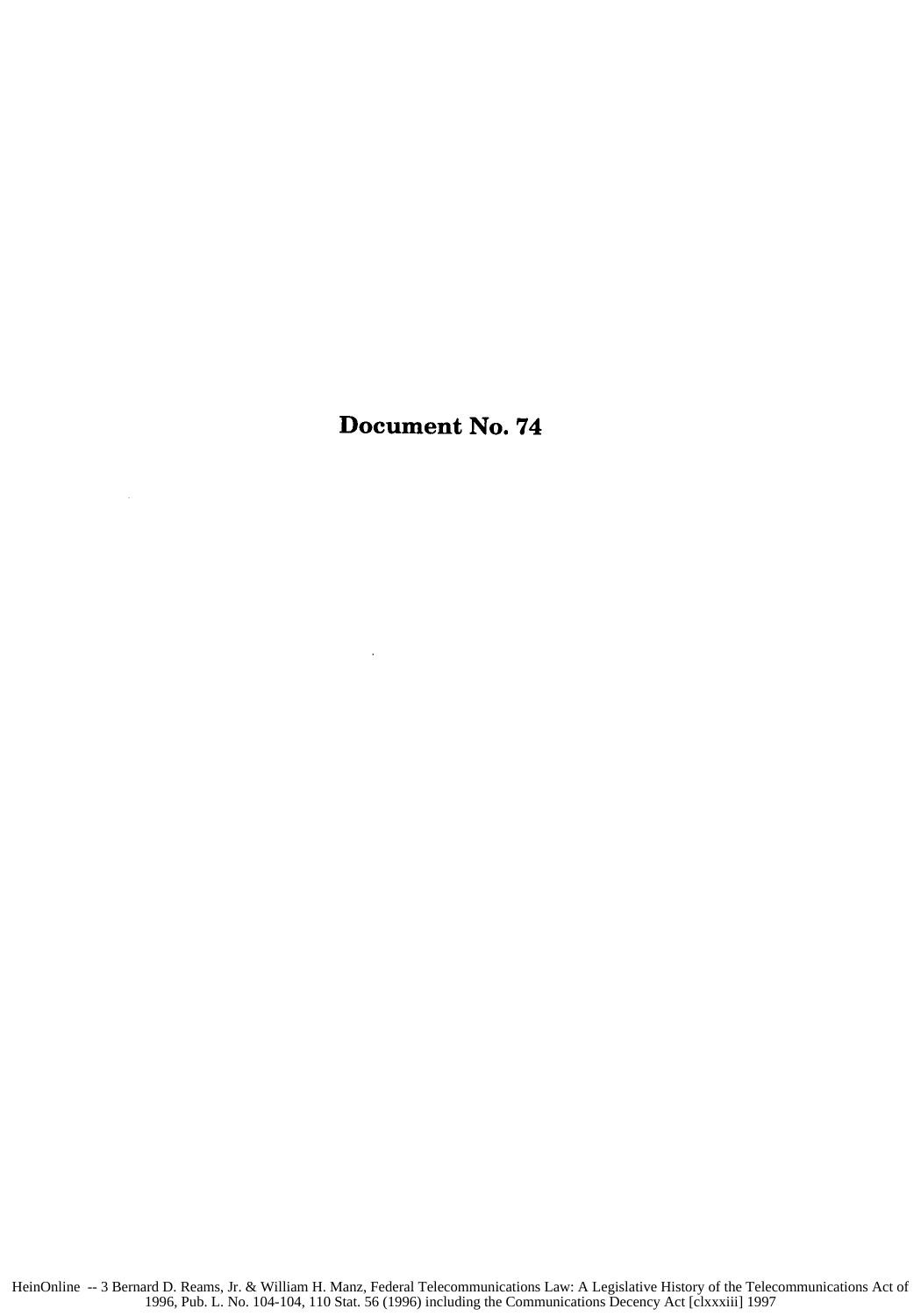# Document No. 74